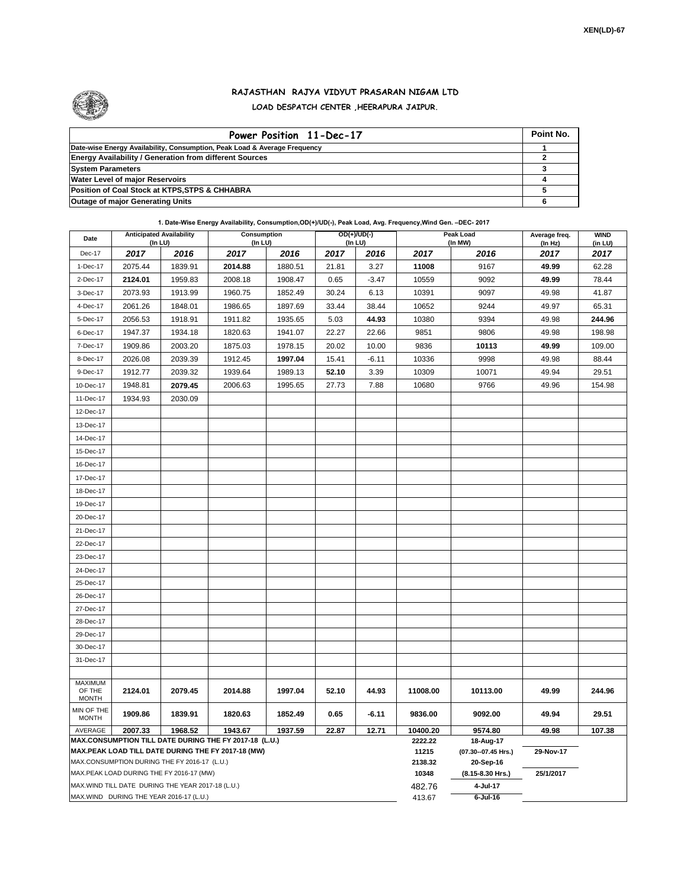XEN(LD)-67

# RAJASTHAN RAJYA VIDYUT PRASARAN NIGAM LTD

## LOAD DESPATCH CENTER ,HEERAPURA JAIPUR.

| Power Position 11-Dec-17 | Point No. |
|---|---|
| Date-wise Energy Availability, Consumption, Peak Load & Average Frequency | 1 |
| Energy Availability / Generation from different Sources | 2 |
| System Parameters | 3 |
| Water Level of major Reservoirs | 4 |
| Position of Coal Stock at KTPS,STPS & CHHABRA | 5 |
| Outage of major Generating Units | 6 |

**1. Date-Wise Energy Availability, Consumption,OD(+)/UD(-), Peak Load, Avg. Frequency,Wind Gen. –DEC- 2017**

| Date | Anticipated Availability (In LU) | | Consumption (In LU) | | OD(+)/UD(-) (In LU) | | Peak Load (In MW) | | Average freq. (In Hz) | WIND (in LU) |
|---|---|---|---|---|---|---|---|---|---|---|
| Dec-17 | 2017 | 2016 | 2017 | 2016 | 2017 | 2016 | 2017 | 2016 | 2017 | 2017 |
| 1-Dec-17 | 2075.44 | 1839.91 | **2014.88** | 1880.51 | 21.81 | 3.27 | **11008** | 9167 | **49.99** | 62.28 |
| 2-Dec-17 | **2124.01** | 1959.83 | 2008.18 | 1908.47 | 0.65 | -3.47 | 10559 | 9092 | **49.99** | 78.44 |
| 3-Dec-17 | 2073.93 | 1913.99 | 1960.75 | 1852.49 | 30.24 | 6.13 | 10391 | 9097 | 49.98 | 41.87 |
| 4-Dec-17 | 2061.26 | 1848.01 | 1986.65 | 1897.69 | 33.44 | 38.44 | 10652 | 9244 | 49.97 | 65.31 |
| 5-Dec-17 | 2056.53 | 1918.91 | 1911.82 | 1935.65 | 5.03 | **44.93** | 10380 | 9394 | 49.98 | **244.96** |
| 6-Dec-17 | 1947.37 | 1934.18 | 1820.63 | 1941.07 | 22.27 | 22.66 | 9851 | 9806 | 49.98 | 198.98 |
| 7-Dec-17 | 1909.86 | 2003.20 | 1875.03 | 1978.15 | 20.02 | 10.00 | 9836 | **10113** | **49.99** | 109.00 |
| 8-Dec-17 | 2026.08 | 2039.39 | 1912.45 | **1997.04** | 15.41 | -6.11 | 10336 | 9998 | 49.98 | 88.44 |
| 9-Dec-17 | 1912.77 | 2039.32 | 1939.64 | 1989.13 | **52.10** | 3.39 | 10309 | 10071 | 49.94 | 29.51 |
| 10-Dec-17 | 1948.81 | **2079.45** | 2006.63 | 1995.65 | 27.73 | 7.88 | 10680 | 9766 | 49.96 | 154.98 |
| 11-Dec-17 | 1934.93 | 2030.09 | | | | | | | | |
| 12-Dec-17 | | | | | | | | | | |
| 13-Dec-17 | | | | | | | | | | |
| 14-Dec-17 | | | | | | | | | | |
| 15-Dec-17 | | | | | | | | | | |
| 16-Dec-17 | | | | | | | | | | |
| 17-Dec-17 | | | | | | | | | | |
| 18-Dec-17 | | | | | | | | | | |
| 19-Dec-17 | | | | | | | | | | |
| 20-Dec-17 | | | | | | | | | | |
| 21-Dec-17 | | | | | | | | | | |
| 22-Dec-17 | | | | | | | | | | |
| 23-Dec-17 | | | | | | | | | | |
| 24-Dec-17 | | | | | | | | | | |
| 25-Dec-17 | | | | | | | | | | |
| 26-Dec-17 | | | | | | | | | | |
| 27-Dec-17 | | | | | | | | | | |
| 28-Dec-17 | | | | | | | | | | |
| 29-Dec-17 | | | | | | | | | | |
| 30-Dec-17 | | | | | | | | | | |
| 31-Dec-17 | | | | | | | | | | |
| MAXIMUM OF THE MONTH | **2124.01** | **2079.45** | **2014.88** | **1997.04** | **52.10** | **44.93** | **11008.00** | **10113.00** | **49.99** | **244.96** |
| MIN OF THE MONTH | **1909.86** | **1839.91** | **1820.63** | **1852.49** | **0.65** | **-6.11** | **9836.00** | **9092.00** | **49.94** | **29.51** |
| AVERAGE | **2007.33** | **1968.52** | **1943.67** | **1937.59** | **22.87** | **12.71** | **10400.20** | **9574.80** | **49.98** | **107.38** |
| **MAX.CONSUMPTION TILL DATE DURING THE FY 2017-18 (L.U.)** | | | | | | | **2222.22** | **18-Aug-17** | | |
| **MAX.PEAK LOAD TILL DATE DURING THE FY 2017-18 (MW)** | | | | | | | **11215** | **(07.30--07.45 Hrs.)** | **29-Nov-17** | |
| MAX.CONSUMPTION DURING THE FY 2016-17 (L.U.) | | | | | | | **2138.32** | **20-Sep-16** | | |
| MAX.PEAK LOAD DURING THE FY 2016-17 (MW) | | | | | | | **10348** | **(8.15-8.30 Hrs.)** | **25/1/2017** | |
| MAX.WIND TILL DATE DURING THE YEAR 2017-18 (L.U.) | | | | | | | 482.76 | **4-Jul-17** | | |
| MAX.WIND DURING THE YEAR 2016-17 (L.U.) | | | | | | | 413.67 | **6-Jul-16** | | |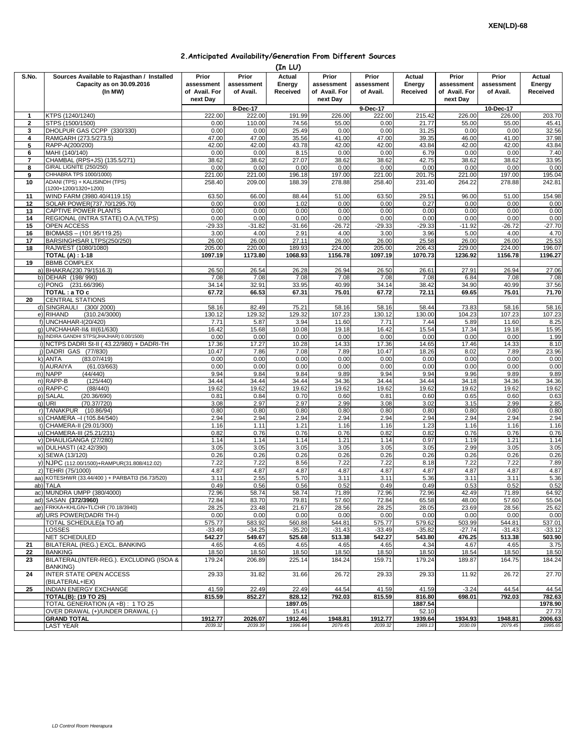XEN(LD)-68

## 2.Anticipated Availability/Generation From Different Sources

(In LU)

| S.No. | Sources Available to Rajasthan / Installed Capacity as on 30.09.2016 (In MW) | Prior assessment of Avail. For next Day | Prior assessment of Avail. | Actual Energy Received | Prior assessment of Avail. For next Day | Prior assessment of Avail. | Actual Energy Received | Prior assessment of Avail. For next Day | Prior assessment of Avail. | Actual Energy Received |
|---|---|---|---|---|---|---|---|---|---|---|
| | | 8-Dec-17 | | | 9-Dec-17 | | | 10-Dec-17 | | |
| 1 | KTPS (1240/1240) | 222.00 | 222.00 | 191.99 | 226.00 | 222.00 | 215.42 | 226.00 | 226.00 | 203.70 |
| 2 | STPS (1500/1500) | 0.00 | 110.00 | 74.56 | 55.00 | 0.00 | 21.77 | 55.00 | 55.00 | 45.41 |
| 3 | DHOLPUR GAS CCPP (330/330) | 0.00 | 0.00 | 25.49 | 0.00 | 0.00 | 31.25 | 0.00 | 0.00 | 32.56 |
| 4 | RAMGARH (273.5/273.5) | 47.00 | 47.00 | 35.56 | 41.00 | 47.00 | 39.35 | 46.00 | 41.00 | 37.98 |
| 5 | RAPP-A(200/200) | 42.00 | 42.00 | 43.78 | 42.00 | 42.00 | 43.84 | 42.00 | 42.00 | 43.84 |
| 6 | MAHI (140/140) | 0.00 | 0.00 | 8.15 | 0.00 | 0.00 | 6.79 | 0.00 | 0.00 | 7.40 |
| 7 | CHAMBAL (RPS+JS) (135.5/271) | 38.62 | 38.62 | 27.07 | 38.62 | 38.62 | 42.75 | 38.62 | 38.62 | 33.95 |
| 8 | GIRAL LIGNITE (250/250) | 0.00 | 0.00 | 0.00 | 0.00 | 0.00 | 0.00 | 0.00 | 0.00 | 0.00 |
| 9 | CHHABRA TPS 1000/1000) | 221.00 | 221.00 | 196.18 | 197.00 | 221.00 | 201.75 | 221.00 | 197.00 | 195.04 |
| 10 | ADANI (TPS) + KALISINDH (TPS) (1200+1200/1320+1200) | 258.40 | 209.00 | 188.39 | 278.88 | 258.40 | 231.40 | 264.22 | 278.88 | 242.81 |
| 11 | WIND FARM (3980.40/4119.15) | 63.50 | 66.00 | 88.44 | 51.00 | 63.50 | 29.51 | 96.00 | 51.00 | 154.98 |
| 12 | SOLAR POWER(737.70/1295.70) | 0.00 | 0.00 | 1.02 | 0.00 | 0.00 | 0.27 | 0.00 | 0.00 | 0.00 |
| 13 | CAPTIVE POWER PLANTS | 0.00 | 0.00 | 0.00 | 0.00 | 0.00 | 0.00 | 0.00 | 0.00 | 0.00 |
| 14 | REGIONAL (INTRA STATE) O.A.(VLTPS) | 0.00 | 0.00 | 0.00 | 0.00 | 0.00 | 0.00 | 0.00 | 0.00 | 0.00 |
| 15 | OPEN ACCESS | -29.33 | -31.82 | -31.66 | -26.72 | -29.33 | -29.33 | -11.92 | -26.72 | -27.70 |
| 16 | BIOMASS – (101.95/119.25) | 3.00 | 4.00 | 2.91 | 4.00 | 3.00 | 3.96 | 5.00 | 4.00 | 4.70 |
| 17 | BARSINGHSAR LTPS(250/250) | 26.00 | 26.00 | 27.11 | 26.00 | 26.00 | 25.58 | 26.00 | 26.00 | 25.53 |
| 18 | RAJWEST (1080/1080) | 205.00 | 220.00 | 189.93 | 224.00 | 205.00 | 206.43 | 229.00 | 224.00 | 196.07 |
| | **TOTAL (A) : 1-18** | **1097.19** | **1173.80** | **1068.93** | **1156.78** | **1097.19** | **1070.73** | **1236.92** | **1156.78** | **1196.27** |
| 19 | BBMB COMPLEX | | | | | | | | | |
| | a) BHAKRA(230.79/1516.3) | 26.50 | 26.54 | 26.28 | 26.94 | 26.50 | 26.61 | 27.91 | 26.94 | 27.06 |
| | b) DEHAR (198/ 990) | 7.08 | 7.08 | 7.08 | 7.08 | 7.08 | 7.08 | 6.84 | 7.08 | 7.08 |
| | c) PONG (231.66/396) | 34.14 | 32.91 | 33.95 | 40.99 | 34.14 | 38.42 | 34.90 | 40.99 | 37.56 |
| | **TOTAL : a TO c** | **67.72** | **66.53** | **67.31** | **75.01** | **67.72** | **72.11** | **69.65** | **75.01** | **71.70** |
| 20 | CENTRAL STATIONS | | | | | | | | | |
| | d) SINGRAULI (300/ 2000) | 58.16 | 82.49 | 75.21 | 58.16 | 58.16 | 58.44 | 73.83 | 58.16 | 58.16 |
| | e) RIHAND (310.24/3000) | 130.12 | 129.32 | 129.32 | 107.23 | 130.12 | 130.00 | 104.23 | 107.23 | 107.23 |
| | f) UNCHAHAR-I(20/420) | 7.71 | 5.87 | 3.94 | 11.60 | 7.71 | 7.44 | 5.89 | 11.60 | 8.25 |
| | g) UNCHAHAR-II& III(61/630) | 16.42 | 15.68 | 10.08 | 19.18 | 16.42 | 15.54 | 17.34 | 19.18 | 15.95 |
| | h) INDIRA GANDHI STPS(JHAJHAR) 0.00/1500) | 0.00 | 0.00 | 0.00 | 0.00 | 0.00 | 0.00 | 0.00 | 0.00 | 1.99 |
| | i) NCTPS DADRI St-II ( 43.22/980) + DADRI-TH | 17.36 | 17.27 | 10.28 | 14.33 | 17.36 | 14.65 | 17.46 | 14.33 | 8.10 |
| | j) DADRI GAS (77/830) | 10.47 | 7.86 | 7.08 | 7.89 | 10.47 | 18.26 | 8.02 | 7.89 | 23.96 |
| | k) ANTA (83.07/419) | 0.00 | 0.00 | 0.00 | 0.00 | 0.00 | 0.00 | 0.00 | 0.00 | 0.00 |
| | l) AURAIYA (61.03/663) | 0.00 | 0.00 | 0.00 | 0.00 | 0.00 | 0.00 | 0.00 | 0.00 | 0.00 |
| | m) NAPP (44/440) | 9.94 | 9.84 | 9.84 | 9.89 | 9.94 | 9.94 | 9.96 | 9.89 | 9.89 |
| | n) RAPP-B (125/440) | 34.44 | 34.44 | 34.44 | 34.36 | 34.44 | 34.44 | 34.18 | 34.36 | 34.36 |
| | o) RAPP-C (88/440) | 19.62 | 19.62 | 19.62 | 19.62 | 19.62 | 19.62 | 19.62 | 19.62 | 19.62 |
| | p) SALAL (20.36/690) | 0.81 | 0.84 | 0.70 | 0.60 | 0.81 | 0.60 | 0.65 | 0.60 | 0.63 |
| | q) URI (70.37/720) | 3.08 | 2.97 | 2.97 | 2.99 | 3.08 | 3.02 | 3.15 | 2.99 | 2.85 |
| | r) TANAKPUR (10.86/94) | 0.80 | 0.80 | 0.80 | 0.80 | 0.80 | 0.80 | 0.80 | 0.80 | 0.80 |
| | s) CHAMERA –I (105.84/540) | 2.94 | 2.94 | 2.94 | 2.94 | 2.94 | 2.94 | 2.94 | 2.94 | 2.94 |
| | t) CHAMERA-II (29.01/300) | 1.16 | 1.11 | 1.21 | 1.16 | 1.16 | 1.23 | 1.16 | 1.16 | 1.16 |
| | u) CHAMERA-III (25.21/231) | 0.82 | 0.76 | 0.76 | 0.76 | 0.82 | 0.82 | 0.76 | 0.76 | 0.76 |
| | v) DHAULIGANGA (27/280) | 1.14 | 1.14 | 1.14 | 1.21 | 1.14 | 0.97 | 1.19 | 1.21 | 1.14 |
| | w) DULHASTI (42.42/390) | 3.05 | 3.05 | 3.05 | 3.05 | 3.05 | 3.05 | 2.99 | 3.05 | 3.05 |
| | x) SEWA (13/120) | 0.26 | 0.26 | 0.26 | 0.26 | 0.26 | 0.26 | 0.26 | 0.26 | 0.26 |
| | y) NJPC (112.00/1500)+RAMPUR(31.808/412.02) | 7.22 | 7.22 | 8.56 | 7.22 | 7.22 | 8.18 | 7.22 | 7.22 | 7.89 |
| | z) TEHRI (75/1000) | 4.87 | 4.87 | 4.87 | 4.87 | 4.87 | 4.87 | 4.87 | 4.87 | 4.87 |
| | aa) KOTESHWR (33.44/400 ) + PARBATI3 (56.73/520) | 3.11 | 2.55 | 5.70 | 3.11 | 3.11 | 5.36 | 3.11 | 3.11 | 5.36 |
| | ab) TALA | 0.49 | 0.56 | 0.56 | 0.52 | 0.49 | 0.49 | 0.53 | 0.52 | 0.52 |
| | ac) MUNDRA UMPP (380/4000) | 72.96 | 58.74 | 58.74 | 71.89 | 72.96 | 72.96 | 42.49 | 71.89 | 64.92 |
| | ad) SASAN **(372/3960)** | 72.84 | 83.70 | 79.81 | 57.60 | 72.84 | 65.58 | 48.00 | 57.60 | 55.04 |
| | ae) FRKKA+KHLGN+TLCHR (70.18/3940) | 28.25 | 23.48 | 21.67 | 28.56 | 28.25 | 28.05 | 23.69 | 28.56 | 25.62 |
| | af) URS POWER(DADRI TH-I) | 0.00 | 0.00 | 0.00 | 0.00 | 0.00 | 0.00 | 0.00 | 0.00 | 0.00 |
| | TOTAL SCHEDULE(a TO af) | 575.77 | 583.92 | 560.88 | 544.81 | 575.77 | 579.62 | 503.99 | 544.81 | 537.01 |
| | LOSSES | -33.49 | -34.25 | -35.20 | -31.43 | -33.49 | -35.82 | -27.74 | -31.43 | -33.12 |
| | NET SCHEDULED | 542.27 | 549.67 | 525.68 | 513.38 | 542.27 | 543.80 | 476.25 | 513.38 | 503.90 |
| 21 | BILATERAL (REG.) EXCL. BANKING | 4.65 | 4.65 | 4.65 | 4.65 | 4.65 | 4.34 | 4.67 | 4.65 | 3.75 |
| 22 | BANKING | 18.50 | 18.50 | 18.50 | 18.50 | 18.50 | 18.50 | 18.54 | 18.50 | 18.50 |
| 23 | BILATERAL(INTER-REG.). EXCLUDING (ISOA & BANKING) | 179.24 | 206.89 | 225.14 | 184.24 | 159.71 | 179.24 | 189.87 | 164.75 | 184.24 |
| 24 | INTER STATE OPEN ACCESS (BILATERAL+IEX) | 29.33 | 31.82 | 31.66 | 26.72 | 29.33 | 29.33 | 11.92 | 26.72 | 27.70 |
| 25 | INDIAN ENERGY EXCHANGE | 41.59 | 22.49 | 22.49 | 44.54 | 41.59 | 41.59 | -3.24 | 44.54 | 44.54 |
| | **TOTAL(B): (19 TO 25)** | **815.59** | **852.27** | **828.12** | **792.03** | **815.59** | **816.80** | **698.01** | **792.03** | **782.63** |
| | TOTAL GENERATION (A +B) : 1 TO 25 | | | **1897.05** | | | **1887.54** | | | **1978.90** |
| | OVER DRAWAL (+)/UNDER DRAWAL (-) | | | 15.41 | | | 52.10 | | | 27.73 |
| | **GRAND TOTAL** | **1912.77** | **2026.07** | **1912.46** | **1948.81** | **1912.77** | **1939.64** | **1934.93** | **1948.81** | **2006.63** |
| | LAST YEAR | *2039.32* | *2039.39* | *1996.64* | *2079.45* | *2039.32* | *1989.13* | *2030.09* | *2079.45* | *1995.65* |

*LD Control Room Heerapura*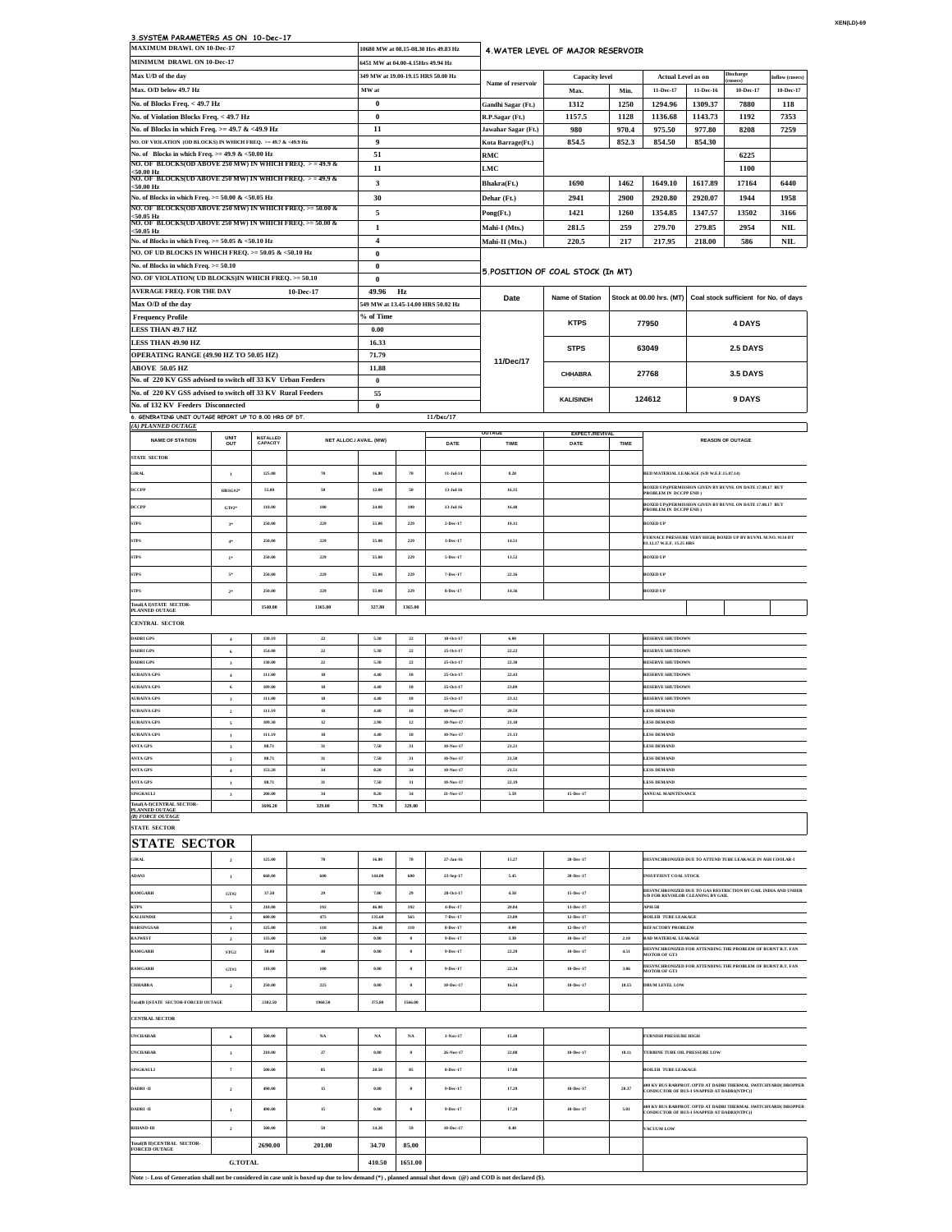XEN(LD)-69

### 3.SYSTEM PARAMETERS AS ON 10-Dec-17

| | |
|---|---|
| MAXIMUM DRAWL ON 10-Dec-17 | 10680 MW at 08.15-08.30 Hrs 49.83 Hz |
| MINIMUM DRAWL ON 10-Dec-17 | 6451 MW at 04.00-4.15Hrs 49.94 Hz |
| Max U/D of the day | 349 MW at 19.00-19.15 HRS 50.00 Hz |
| Max. O/D below 49.7 Hz | MW at |
| No. of Blocks Freq. < 49.7 Hz | 0 |
| No. of Violation Blocks Freq. < 49.7 Hz | 0 |
| No. of Blocks in which Freq. >= 49.7 & <49.9 Hz | 11 |
| NO. OF VIOLATION (OD BLOCKS) IN WHICH FREQ. >= 49.7 & <49.9 Hz | 9 |
| No. of Blocks in which Freq. >= 49.9 & <50.00 Hz | 51 |
| NO. OF BLOCKS(OD ABOVE 250 MW) IN WHICH FREQ. > = 49.9 & <50.00 Hz | 11 |
| NO. OF BLOCKS(UD ABOVE 250 MW) IN WHICH FREQ. > = 49.9 & <50.00 Hz | 3 |
| No. of Blocks in which Freq. >= 50.00 & <50.05 Hz | 30 |
| NO. OF BLOCKS(OD ABOVE 250 MW) IN WHICH FREQ. >= 50.00 & <50.05 Hz | 5 |
| NO. OF BLOCKS(UD ABOVE 250 MW) IN WHICH FREQ. >= 50.00 & <50.05 Hz | 1 |
| No. of Blocks in which Freq. >= 50.05 & <50.10 Hz | 4 |
| NO. OF UD BLOCKS IN WHICH FREQ. >= 50.05 & <50.10 Hz | 0 |
| No. of Blocks in which Freq. >= 50.10 | 0 |
| NO. OF VIOLATION( UD BLOCKS)IN WHICH FREQ. >= 50.10 | 0 |
| AVERAGE FREQ. FOR THE DAY 10-Dec-17 | 49.96 Hz |
| Max O/D of the day | 549 MW at 13.45-14.00 HRS 50.02 Hz |
| Frequency Profile | % of Time |
| LESS THAN 49.7 HZ | 0.00 |
| LESS THAN 49.90 HZ | 16.33 |
| OPERATING RANGE (49.90 HZ TO 50.05 HZ) | 71.79 |
| ABOVE 50.05 HZ | 11.88 |
| No. of 220 KV GSS advised to switch off 33 KV Urban Feeders | 0 |
| No. of 220 KV GSS advised to switch off 33 KV Rural Feeders | 55 |
| No. of 132 KV Feeders Disconnected | 0 |

### 4.WATER LEVEL OF MAJOR RESERVOIR

| Name of reservoir | Capacity level Max. | Capacity level Min. | Actual Level as on 11-Dec-17 | Actual Level as on 11-Dec-16 | Discharge (cusecs) 10-Dec-17 | Inflow (cusecs) 10-Dec-17 |
|---|---|---|---|---|---|---|
| Gandhi Sagar (Ft.) | 1312 | 1250 | 1294.96 | 1309.37 | 7880 | 118 |
| R.P.Sagar (Ft.) | 1157.5 | 1128 | 1136.68 | 1143.73 | 1192 | 7353 |
| Jawahar Sagar (Ft.) | 980 | 970.4 | 975.50 | 977.80 | 8208 | 7259 |
| Kota Barrage(Ft.) | 854.5 | 852.3 | 854.50 | 854.30 | | |
| RMC | | | | | 6225 | |
| LMC | | | | | 1100 | |
| Bhakra(Ft.) | 1690 | 1462 | 1649.10 | 1617.89 | 17164 | 6440 |
| Dehar (Ft.) | 2941 | 2900 | 2920.80 | 2920.07 | 1944 | 1958 |
| Pong(Ft.) | 1421 | 1260 | 1354.85 | 1347.57 | 13502 | 3166 |
| Mahi-I (Mts.) | 281.5 | 259 | 279.70 | 279.85 | 2954 | NIL |
| Mahi-II (Mts.) | 220.5 | 217 | 217.95 | 218.00 | 586 | NIL |

### 5.POSITION OF COAL STOCK (In MT)

| Date | Name of Station | Stock at 00.00 hrs. (MT) | Coal stock sufficient for No. of days |
|---|---|---|---|
| 11/Dec/17 | KTPS | 77950 | 4 DAYS |
| | STPS | 63049 | 2.5 DAYS |
| | CHHABRA | 27768 | 3.5 DAYS |
| | KALISINDH | 124612 | 9 DAYS |

### 6. GENERATING UNIT OUTAGE REPORT UP TO 8.00 HRS OF DT. 11/Dec/17

*(A) PLANNED OUTAGE*

| NAME OF STATION | UNIT OUT | INSTALLED CAPACITY | NET ALLOC./ AVAIL. (MW) | | | OUTAGE DATE | OUTAGE TIME | EXPECT./REVIVAL DATE | EXPECT./REVIVAL TIME | REASON OF OUTAGE |
|---|---|---|---|---|---|---|---|---|---|---|
| STATE SECTOR | | | | | | | | | | |
| GIRAL | 1 | 125.00 | 70 | 16.80 | 70 | 11-Jul-14 | 8.20 | | | BED MATERIAL LEAKAGE (S/D W.E.F.15.07.14) |
| DCCPP | HRSG#2* | 55.00 | 50 | 12.00 | 50 | 13-Jul-16 | 16.35 | | | BOXED UP(PERMISSION GIVEN BY RUVNL ON DATE 17.08.17 BUT PROBLEM IN DCCPP END ) |
| DCCPP | GT#2* | 110.00 | 100 | 24.00 | 100 | 13-Jul-16 | 16.40 | | | BOXED UP(PERMISSION GIVEN BY RUVNL ON DATE 17.08.17 BUT PROBLEM IN DCCPP END ) |
| STPS | 3* | 250.00 | 229 | 55.00 | 229 | 2-Dec-17 | 19.11 | | | BOXED UP |
| STPS | 4* | 250.00 | 229 | 55.00 | 229 | 3-Dec-17 | 14.51 | | | FURNACE PRESSURE VERY HIGH( BOXED UP BY RUVNL M.NO. 9134 DT 03.12.17 W.E.F. 15.25 HRS |
| STPS | 1* | 250.00 | 229 | 55.00 | 229 | 5-Dec-17 | 13.52 | | | BOXED UP |
| STPS | 5* | 250.00 | 229 | 55.00 | 229 | 7-Dec-17 | 22.16 | | | BOXED UP |
| STPS | 2* | 250.00 | 229 | 55.00 | 229 | 8-Dec-17 | 14.26 | | | BOXED UP |
| Total(A I)STATE SECTOR-PLANNED OUTAGE | | 1540.00 | 1365.00 | 327.00 | 1365.00 | | | | | |
| CENTRAL SECTOR | | | | | | | | | | |
| DADRI GPS | 4 | 130.19 | 22 | 5.30 | 22 | 18-Oct-17 | 6.00 | | | RESERVE SHUTDOWN |
| DADRI GPS | 6 | 154.00 | 22 | 5.30 | 22 | 25-Oct-17 | 22.22 | | | RESERVE SHUTDOWN |
| DADRI GPS | 3 | 130.00 | 22 | 5.30 | 22 | 25-Oct-17 | 22.30 | | | RESERVE SHUTDOWN |
| AURAIYA GPS | 4 | 111.00 | 18 | 4.40 | 18 | 25-Oct-17 | 22.43 | | | RESERVE SHUTDOWN |
| AURAIYA GPS | 6 | 109.00 | 18 | 4.40 | 18 | 25-Oct-17 | 23.09 | | | RESERVE SHUTDOWN |
| AURAIYA GPS | 3 | 111.00 | 18 | 4.40 | 18 | 25-Oct-17 | 23.12 | | | RESERVE SHUTDOWN |
| AURAIYA GPS | 2 | 111.19 | 18 | 4.40 | 18 | 10-Nov-17 | 20.59 | | | LESS DEMAND |
| AURAIYA GPS | 5 | 109.30 | 12 | 2.90 | 12 | 10-Nov-17 | 21.10 | | | LESS DEMAND |
| AURAIYA GPS | 1 | 111.19 | 18 | 4.40 | 18 | 10-Nov-17 | 21.13 | | | LESS DEMAND |
| ANTA GPS | 3 | 88.71 | 31 | 7.50 | 31 | 10-Nov-17 | 21.23 | | | LESS DEMAND |
| ANTA GPS | 2 | 88.71 | 31 | 7.50 | 31 | 10-Nov-17 | 21.50 | | | LESS DEMAND |
| ANTA GPS | 4 | 153.20 | 34 | 8.20 | 34 | 10-Nov-17 | 21.51 | | | LESS DEMAND |
| ANTA GPS | 1 | 88.71 | 31 | 7.50 | 31 | 10-Nov-17 | 22.19 | | | LESS DEMAND |
| SINGRAULI | 3 | 200.00 | 34 | 8.20 | 34 | 21-Nov-17 | 5.59 | 15-Dec-17 | | ANNUAL MAINTENANCE |
| Total(A-II)CENTRAL SECTOR-PLANNED OUTAGE | | 1696.20 | 329.00 | 79.70 | 329.00 | | | | | |

*(B) FORCE OUTAGE*

| NAME OF STATION | UNIT OUT | INSTALLED CAPACITY | NET ALLOC./ AVAIL. (MW) | | | OUTAGE DATE | OUTAGE TIME | EXPECT./REVIVAL DATE | EXPECT./REVIVAL TIME | REASON OF OUTAGE |
|---|---|---|---|---|---|---|---|---|---|---|
| **STATE SECTOR** | | | | | | | | | | |
| GIRAL | 2 | 125.00 | 70 | 16.80 | 70 | 27-Jan-16 | 15.27 | 20-Dec-17 | | DESYNCHRONIZED DUE TO ATTEND TUBE LEAKAGE IN ASH COOLAR-I |
| ADANI | 1 | 660.00 | 600 | 144.00 | 600 | 23-Sep-17 | 5.45 | 20-Dec-17 | | INSUFFIENT COAL STOCK |
| RAMGARH | GT#2 | 37.50 | 29 | 7.00 | 29 | 28-Oct-17 | 4.50 | 15-Dec-17 | | DESYNCHRONIZED DUE TO GAS RESTRICTION BY GAIL INDIA AND UNDER S/D FOR REVOILOR CLEANING BY GAIL |
| KTPS | 5 | 210.00 | 192 | 46.00 | 192 | 4-Dec-17 | 20.04 | 13-Dec-17 | | APH-5B |
| KALISINDH | 2 | 600.00 | 475 | 135.60 | 565 | 7-Dec-17 | 23.09 | 12-Dec-17 | | BOILER TUBE LEAKAGE |
| BARSINGSAR | 1 | 125.00 | 110 | 26.40 | 110 | 8-Dec-17 | 0.00 | 12-Dec-17 | | REFACTORY PROBLEM |
| RAJWEST | 2 | 135.00 | 120 | 0.00 | 0 | 9-Dec-17 | 3.30 | 10-Dec-17 | 2.10 | BAD MATERIAL LEAKAGE |
| RAMGARH | STG2 | 50.00 | 40 | 0.00 | 0 | 9-Dec-17 | 22.29 | 10-Dec-17 | 4.51 | DESYNCHRONIZED FOR ATTENDING THE PROBLEM OF BURNT B.T. FAN MOTOR OF GT3 |
| RAMGARH | GT#3 | 110.00 | 100 | 0.00 | 0 | 9-Dec-17 | 22.34 | 10-Dec-17 | 3.06 | DESYNCHRONIZED FOR ATTENDING THE PROBLEM OF BURNT B.T. FAN MOTOR OF GT3 |
| CHHABRA | 2 | 250.00 | 225 | 0.00 | 0 | 10-Dec-17 | 16.54 | 10-Dec-17 | 18.55 | DRUM LEVEL LOW |
| Total(B I)STATE SECTOR-FORCED OUTAGE | | 2302.50 | 1960.50 | 375.80 | 1566.00 | | | | | |
| CENTRAL SECTOR | | | | | | | | | | |
| UNCHAHAR | 6 | 500.00 | NA | NA | NA | 1-Nov-17 | 15.40 | | | FURNISH PRESSURE HIGH |
| UNCHAHAR | 3 | 210.00 | 27 | 0.00 | 0 | 26-Nov-17 | 22.00 | 10-Dec-17 | 10.11 | TURBINE TUBE OIL PRESSURE LOW |
| SINGRAULI | 7 | 500.00 | 85 | 20.50 | 85 | 8-Dec-17 | 17.08 | | | BOILER TUBE LEAKAGE |
| DADRI -II | 2 | 490.00 | 15 | 0.00 | 0 | 9-Dec-17 | 17.29 | 10-Dec-17 | 20.37 | 400 KV BUS BARPROT. OPTD AT DADRI THERMAL SWITCHYARD( DROPPER CONDUCTOR OF BUS-I SNAPPED AT DADRI(NTPC)) |
| DADRI -II | 1 | 490.00 | 15 | 0.00 | 0 | 9-Dec-17 | 17.29 | 10-Dec-17 | 5.01 | 400 KV BUS BARPROT. OPTD AT DADRI THERMAL SWITCHYARD( DROPPER CONDUCTOR OF BUS-I SNAPPED AT DADRI(NTPC)) |
| RIHAND-III | 2 | 500.00 | 59 | 14.20 | 59 | 10-Dec-17 | 0.40 | | | VACUUM LOW |
| Total(B II)CENTRAL SECTOR-FORCED OUTAGE | | 2690.00 | 201.00 | 34.70 | 85.00 | | | | | |
| G.TOTAL | | | | 410.50 | 1651.00 | | | | | |

Note :- Loss of Generation shall not be considered in case unit is boxed up due to low demand (*) , planned annual shut down (@) and COD is not declared ($).